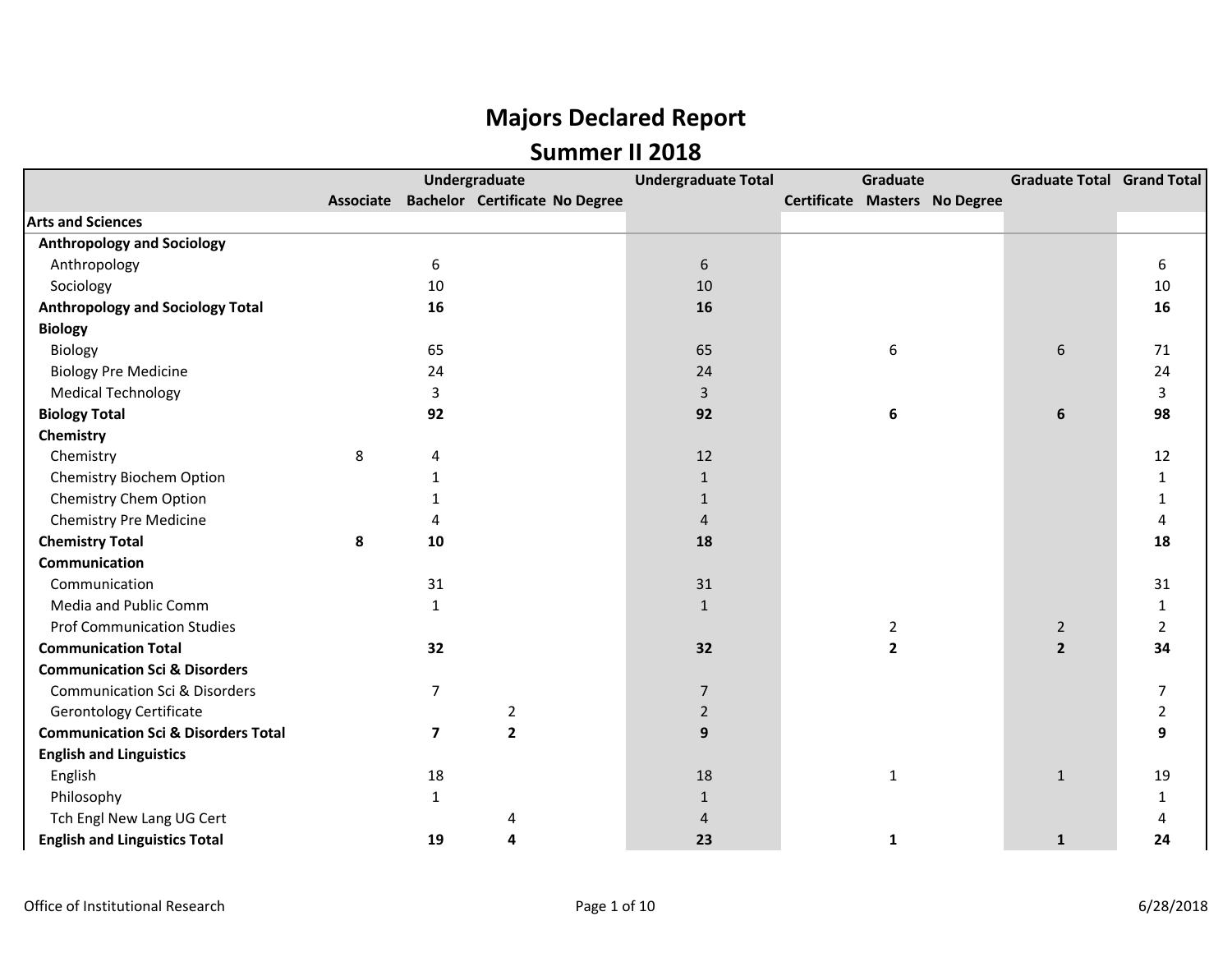# Majors Declared Report

## Summer II 2018

| | Undergraduate | | | | Undergraduate Total | Graduate | | | Graduate Total | Grand Total |
|---|---|---|---|---|---|---|---|---|---|---|
| | Associate | Bachelor | Certificate | No Degree | | Certificate | Masters | No Degree | | |
| **Arts and Sciences** | | | | | | | | | | |
| **Anthropology and Sociology** | | | | | | | | | | |
| Anthropology | | 6 | | | 6 | | | | | 6 |
| Sociology | | 10 | | | 10 | | | | | 10 |
| **Anthropology and Sociology Total** | | **16** | | | **16** | | | | | **16** |
| **Biology** | | | | | | | | | | |
| Biology | | 65 | | | 65 | | 6 | | 6 | 71 |
| Biology Pre Medicine | | 24 | | | 24 | | | | | 24 |
| Medical Technology | | 3 | | | 3 | | | | | 3 |
| **Biology Total** | | **92** | | | **92** | | **6** | | **6** | **98** |
| **Chemistry** | | | | | | | | | | |
| Chemistry | 8 | 4 | | | 12 | | | | | 12 |
| Chemistry Biochem Option | | 1 | | | 1 | | | | | 1 |
| Chemistry Chem Option | | 1 | | | 1 | | | | | 1 |
| Chemistry Pre Medicine | | 4 | | | 4 | | | | | 4 |
| **Chemistry Total** | **8** | **10** | | | **18** | | | | | **18** |
| **Communication** | | | | | | | | | | |
| Communication | | 31 | | | 31 | | | | | 31 |
| Media and Public Comm | | 1 | | | 1 | | | | | 1 |
| Prof Communication Studies | | | | | | | 2 | | 2 | 2 |
| **Communication Total** | | **32** | | | **32** | | **2** | | **2** | **34** |
| **Communication Sci & Disorders** | | | | | | | | | | |
| Communication Sci & Disorders | | 7 | | | 7 | | | | | 7 |
| Gerontology Certificate | | | 2 | | 2 | | | | | 2 |
| **Communication Sci & Disorders Total** | | **7** | **2** | | **9** | | | | | **9** |
| **English and Linguistics** | | | | | | | | | | |
| English | | 18 | | | 18 | | 1 | | 1 | 19 |
| Philosophy | | 1 | | | 1 | | | | | 1 |
| Tch Engl New Lang UG Cert | | | 4 | | 4 | | | | | 4 |
| **English and Linguistics Total** | | **19** | **4** | | **23** | | **1** | | **1** | **24** |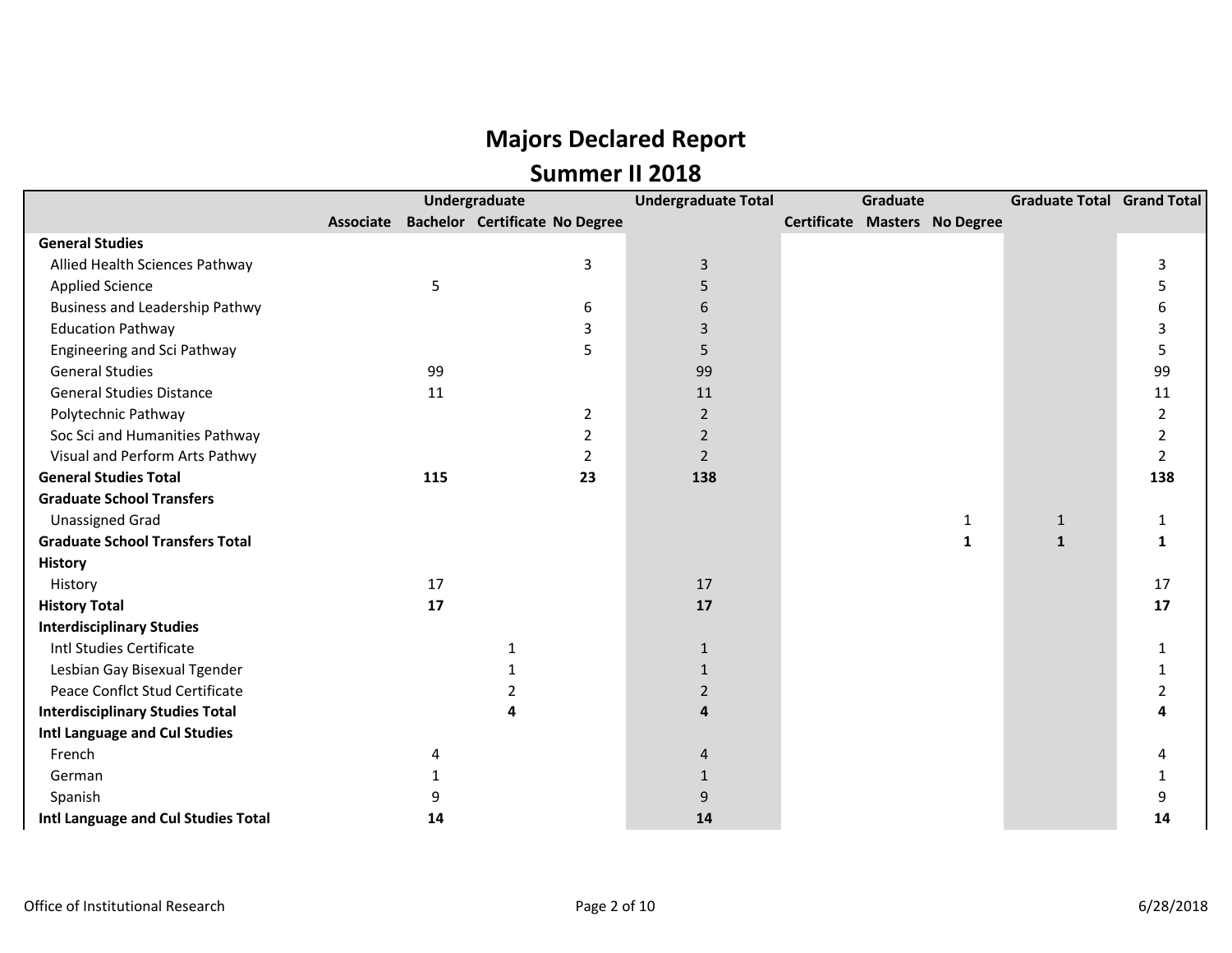# Majors Declared Report

## Summer II 2018

| | Undergraduate | | | | Undergraduate Total | Graduate | | | Graduate Total | Grand Total |
|---|---|---|---|---|---|---|---|---|---|---|
| | Associate | Bachelor | Certificate | No Degree | | Certificate | Masters | No Degree | | |
| **General Studies** | | | | | | | | | | |
| Allied Health Sciences Pathway | | | | 3 | 3 | | | | | 3 |
| Applied Science | | 5 | | | 5 | | | | | 5 |
| Business and Leadership Pathwy | | | | 6 | 6 | | | | | 6 |
| Education Pathway | | | | 3 | 3 | | | | | 3 |
| Engineering and Sci Pathway | | | | 5 | 5 | | | | | 5 |
| General Studies | | 99 | | | 99 | | | | | 99 |
| General Studies Distance | | 11 | | | 11 | | | | | 11 |
| Polytechnic Pathway | | | | 2 | 2 | | | | | 2 |
| Soc Sci and Humanities Pathway | | | | 2 | 2 | | | | | 2 |
| Visual and Perform Arts Pathwy | | | | 2 | 2 | | | | | 2 |
| **General Studies Total** | | **115** | | **23** | **138** | | | | | **138** |
| **Graduate School Transfers** | | | | | | | | | | |
| Unassigned Grad | | | | | | | | 1 | 1 | 1 |
| **Graduate School Transfers Total** | | | | | | | | **1** | **1** | **1** |
| **History** | | | | | | | | | | |
| History | | 17 | | | 17 | | | | | 17 |
| **History Total** | | **17** | | | **17** | | | | | **17** |
| **Interdisciplinary Studies** | | | | | | | | | | |
| Intl Studies Certificate | | | 1 | | 1 | | | | | 1 |
| Lesbian Gay Bisexual Tgender | | | 1 | | 1 | | | | | 1 |
| Peace Conflct Stud Certificate | | | 2 | | 2 | | | | | 2 |
| **Interdisciplinary Studies Total** | | | **4** | | **4** | | | | | **4** |
| **Intl Language and Cul Studies** | | | | | | | | | | |
| French | | 4 | | | 4 | | | | | 4 |
| German | | 1 | | | 1 | | | | | 1 |
| Spanish | | 9 | | | 9 | | | | | 9 |
| **Intl Language and Cul Studies Total** | | **14** | | | **14** | | | | | **14** |

Office of Institutional Research 6/28/2018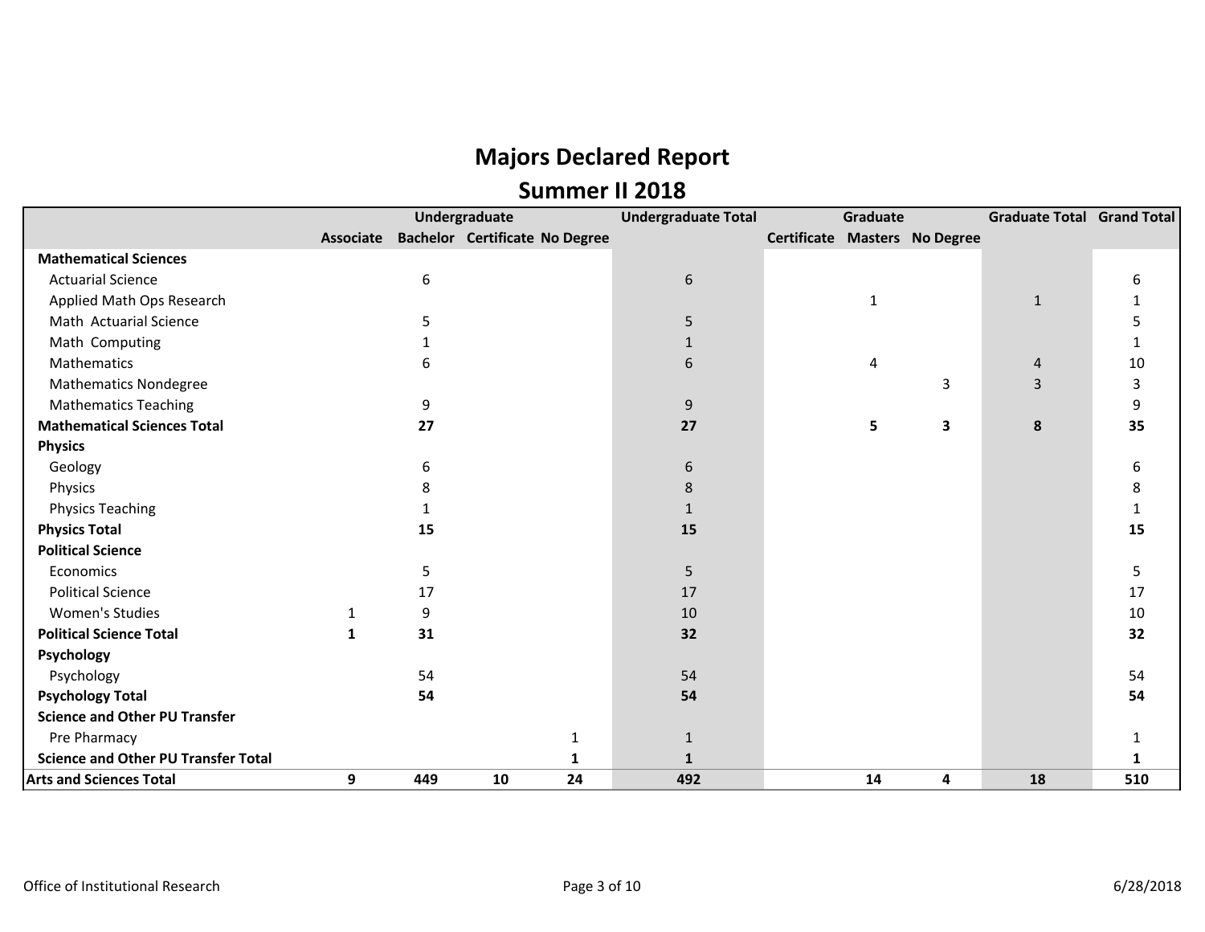# Majors Declared Report

## Summer II 2018

| | Undergraduate | | | | Undergraduate Total | Graduate | | | Graduate Total | Grand Total |
|---|---|---|---|---|---|---|---|---|---|---|
| | Associate | Bachelor | Certificate | No Degree | | Certificate | Masters | No Degree | | |
| **Mathematical Sciences** | | | | | | | | | | |
| Actuarial Science | | 6 | | | 6 | | | | | 6 |
| Applied Math Ops Research | | | | | | | 1 | | 1 | 1 |
| Math Actuarial Science | | 5 | | | 5 | | | | | 5 |
| Math Computing | | 1 | | | 1 | | | | | 1 |
| Mathematics | | 6 | | | 6 | | 4 | | 4 | 10 |
| Mathematics Nondegree | | | | | | | | 3 | 3 | 3 |
| Mathematics Teaching | | 9 | | | 9 | | | | | 9 |
| **Mathematical Sciences Total** | | **27** | | | **27** | | **5** | **3** | **8** | **35** |
| **Physics** | | | | | | | | | | |
| Geology | | 6 | | | 6 | | | | | 6 |
| Physics | | 8 | | | 8 | | | | | 8 |
| Physics Teaching | | 1 | | | 1 | | | | | 1 |
| **Physics Total** | | **15** | | | **15** | | | | | **15** |
| **Political Science** | | | | | | | | | | |
| Economics | | 5 | | | 5 | | | | | 5 |
| Political Science | | 17 | | | 17 | | | | | 17 |
| Women's Studies | 1 | 9 | | | 10 | | | | | 10 |
| **Political Science Total** | **1** | **31** | | | **32** | | | | | **32** |
| **Psychology** | | | | | | | | | | |
| Psychology | | 54 | | | 54 | | | | | 54 |
| **Psychology Total** | | **54** | | | **54** | | | | | **54** |
| **Science and Other PU Transfer** | | | | | | | | | | |
| Pre Pharmacy | | | | 1 | 1 | | | | | 1 |
| **Science and Other PU Transfer Total** | | | | **1** | **1** | | | | | **1** |
| **Arts and Sciences Total** | **9** | **449** | **10** | **24** | **492** | | **14** | **4** | **18** | **510** |

Office of Institutional Research 6/28/2018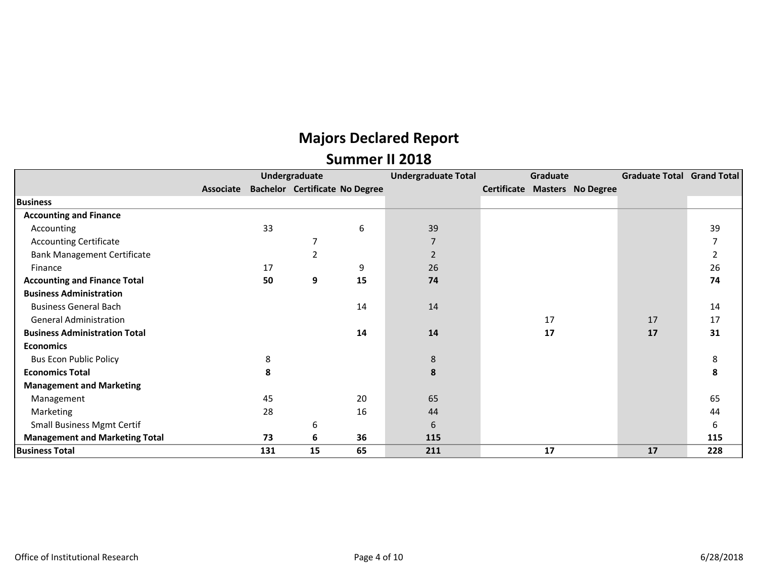# Majors Declared Report

## Summer II 2018

| | Undergraduate | | | | Undergraduate Total | Graduate | | | Graduate Total | Grand Total |
|---|---|---|---|---|---|---|---|---|---|---|
| | Associate | Bachelor | Certificate | No Degree | | Certificate | Masters | No Degree | | |
| **Business** | | | | | | | | | | |
| **Accounting and Finance** | | | | | | | | | | |
| Accounting | | 33 | | 6 | 39 | | | | | 39 |
| Accounting Certificate | | | 7 | | 7 | | | | | 7 |
| Bank Management Certificate | | | 2 | | 2 | | | | | 2 |
| Finance | | 17 | | 9 | 26 | | | | | 26 |
| **Accounting and Finance Total** | | **50** | **9** | **15** | **74** | | | | | **74** |
| **Business Administration** | | | | | | | | | | |
| Business General Bach | | | | 14 | 14 | | | | | 14 |
| General Administration | | | | | | | 17 | | 17 | 17 |
| **Business Administration Total** | | | | **14** | **14** | | **17** | | **17** | **31** |
| **Economics** | | | | | | | | | | |
| Bus Econ Public Policy | | 8 | | | 8 | | | | | 8 |
| **Economics Total** | | **8** | | | **8** | | | | | **8** |
| **Management and Marketing** | | | | | | | | | | |
| Management | | 45 | | 20 | 65 | | | | | 65 |
| Marketing | | 28 | | 16 | 44 | | | | | 44 |
| Small Business Mgmt Certif | | | 6 | | 6 | | | | | 6 |
| **Management and Marketing Total** | | **73** | **6** | **36** | **115** | | | | | **115** |
| **Business Total** | | **131** | **15** | **65** | **211** | | **17** | | **17** | **228** |

Office of Institutional Research 6/28/2018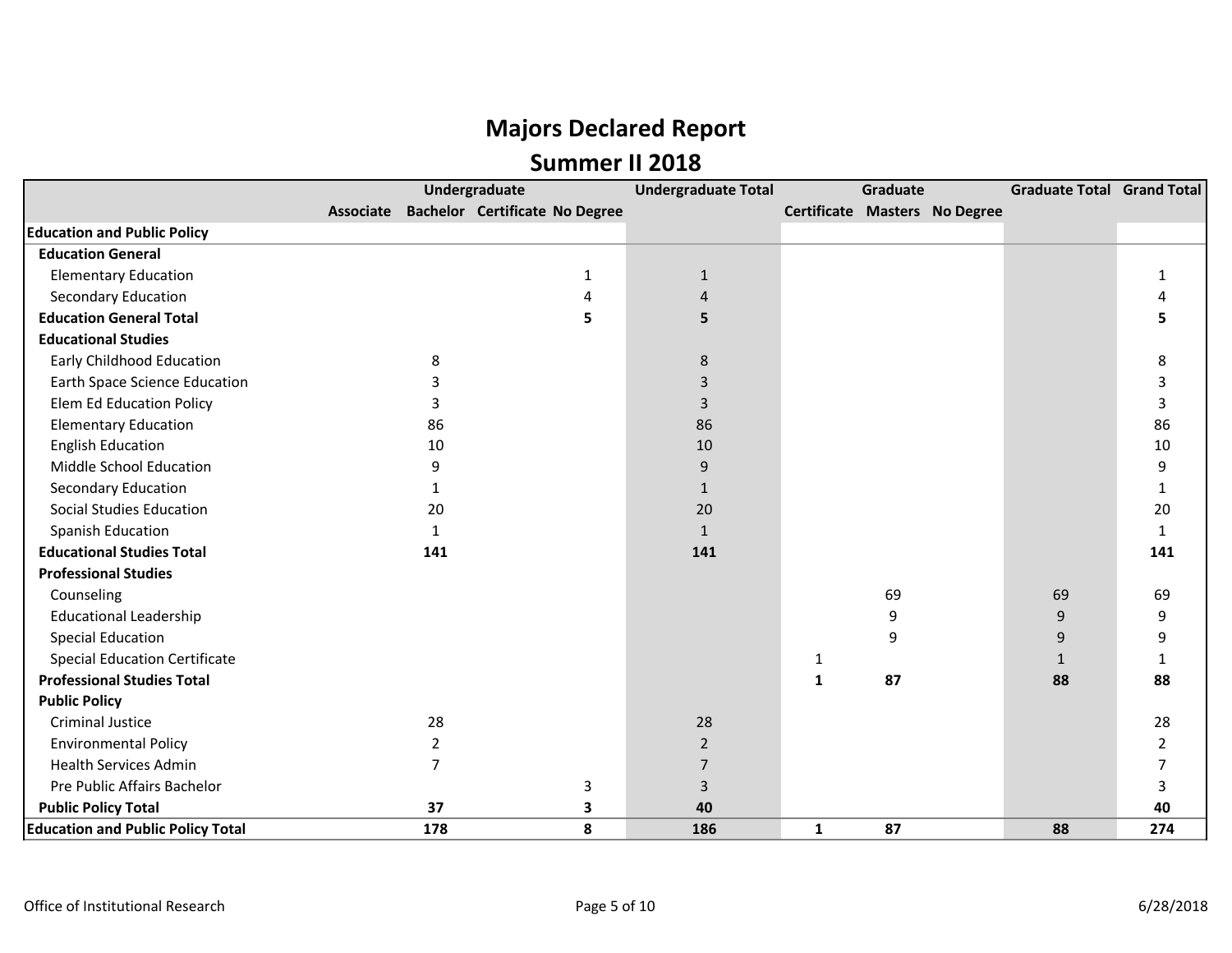# Majors Declared Report

## Summer II 2018

| | Undergraduate | | | | Undergraduate Total | Graduate | | | Graduate Total | Grand Total |
|---|---|---|---|---|---|---|---|---|---|---|
| | Associate | Bachelor | Certificate | No Degree | | Certificate | Masters | No Degree | | |
| **Education and Public Policy** | | | | | | | | | | |
| **Education General** | | | | | | | | | | |
| Elementary Education | | | | 1 | 1 | | | | | 1 |
| Secondary Education | | | | 4 | 4 | | | | | 4 |
| **Education General Total** | | | | **5** | **5** | | | | | **5** |
| **Educational Studies** | | | | | | | | | | |
| Early Childhood Education | | 8 | | | 8 | | | | | 8 |
| Earth Space Science Education | | 3 | | | 3 | | | | | 3 |
| Elem Ed Education Policy | | 3 | | | 3 | | | | | 3 |
| Elementary Education | | 86 | | | 86 | | | | | 86 |
| English Education | | 10 | | | 10 | | | | | 10 |
| Middle School Education | | 9 | | | 9 | | | | | 9 |
| Secondary Education | | 1 | | | 1 | | | | | 1 |
| Social Studies Education | | 20 | | | 20 | | | | | 20 |
| Spanish Education | | 1 | | | 1 | | | | | 1 |
| **Educational Studies Total** | | **141** | | | **141** | | | | | **141** |
| **Professional Studies** | | | | | | | | | | |
| Counseling | | | | | | | 69 | | 69 | 69 |
| Educational Leadership | | | | | | | 9 | | 9 | 9 |
| Special Education | | | | | | | 9 | | 9 | 9 |
| Special Education Certificate | | | | | | 1 | | | 1 | 1 |
| **Professional Studies Total** | | | | | | **1** | **87** | | **88** | **88** |
| **Public Policy** | | | | | | | | | | |
| Criminal Justice | | 28 | | | 28 | | | | | 28 |
| Environmental Policy | | 2 | | | 2 | | | | | 2 |
| Health Services Admin | | 7 | | | 7 | | | | | 7 |
| Pre Public Affairs Bachelor | | | | 3 | 3 | | | | | 3 |
| **Public Policy Total** | | **37** | | **3** | **40** | | | | | **40** |
| **Education and Public Policy Total** | | **178** | | **8** | **186** | **1** | **87** | | **88** | **274** |

Office of Institutional Research 6/28/2018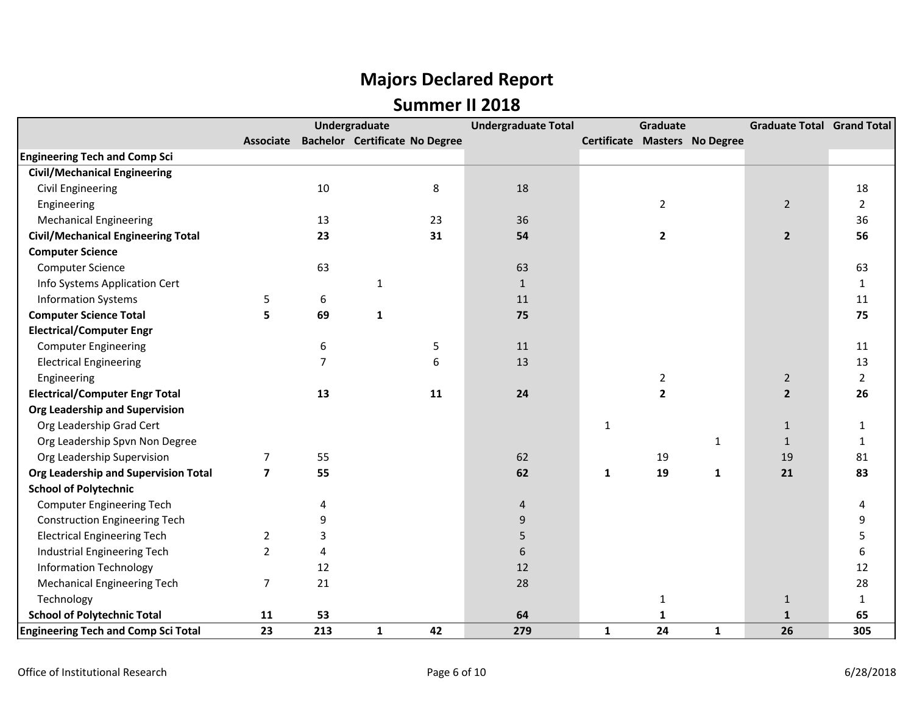# Majors Declared Report

## Summer II 2018

| | Undergraduate | | | | Undergraduate Total | Graduate | | | Graduate Total | Grand Total |
|---|---|---|---|---|---|---|---|---|---|---|
| | Associate | Bachelor | Certificate | No Degree | | Certificate | Masters | No Degree | | |
| **Engineering Tech and Comp Sci** | | | | | | | | | | |
| **Civil/Mechanical Engineering** | | | | | | | | | | |
| Civil Engineering | | 10 | | 8 | 18 | | | | | 18 |
| Engineering | | | | | | | 2 | | 2 | 2 |
| Mechanical Engineering | | 13 | | 23 | 36 | | | | | 36 |
| **Civil/Mechanical Engineering Total** | | **23** | | **31** | **54** | | **2** | | **2** | **56** |
| **Computer Science** | | | | | | | | | | |
| Computer Science | | 63 | | | 63 | | | | | 63 |
| Info Systems Application Cert | | | 1 | | 1 | | | | | 1 |
| Information Systems | 5 | 6 | | | 11 | | | | | 11 |
| **Computer Science Total** | **5** | **69** | **1** | | **75** | | | | | **75** |
| **Electrical/Computer Engr** | | | | | | | | | | |
| Computer Engineering | | 6 | | 5 | 11 | | | | | 11 |
| Electrical Engineering | | 7 | | 6 | 13 | | | | | 13 |
| Engineering | | | | | | | 2 | | 2 | 2 |
| **Electrical/Computer Engr Total** | | **13** | | **11** | **24** | | **2** | | **2** | **26** |
| **Org Leadership and Supervision** | | | | | | | | | | |
| Org Leadership Grad Cert | | | | | | 1 | | | 1 | 1 |
| Org Leadership Spvn Non Degree | | | | | | | | 1 | 1 | 1 |
| Org Leadership Supervision | 7 | 55 | | | 62 | | 19 | | 19 | 81 |
| **Org Leadership and Supervision Total** | **7** | **55** | | | **62** | **1** | **19** | **1** | **21** | **83** |
| **School of Polytechnic** | | | | | | | | | | |
| Computer Engineering Tech | | 4 | | | 4 | | | | | 4 |
| Construction Engineering Tech | | 9 | | | 9 | | | | | 9 |
| Electrical Engineering Tech | 2 | 3 | | | 5 | | | | | 5 |
| Industrial Engineering Tech | 2 | 4 | | | 6 | | | | | 6 |
| Information Technology | | 12 | | | 12 | | | | | 12 |
| Mechanical Engineering Tech | 7 | 21 | | | 28 | | | | | 28 |
| Technology | | | | | | | 1 | | 1 | 1 |
| **School of Polytechnic Total** | **11** | **53** | | | **64** | | **1** | | **1** | **65** |
| **Engineering Tech and Comp Sci Total** | **23** | **213** | **1** | **42** | **279** | **1** | **24** | **1** | **26** | **305** |

Office of Institutional Research

6/28/2018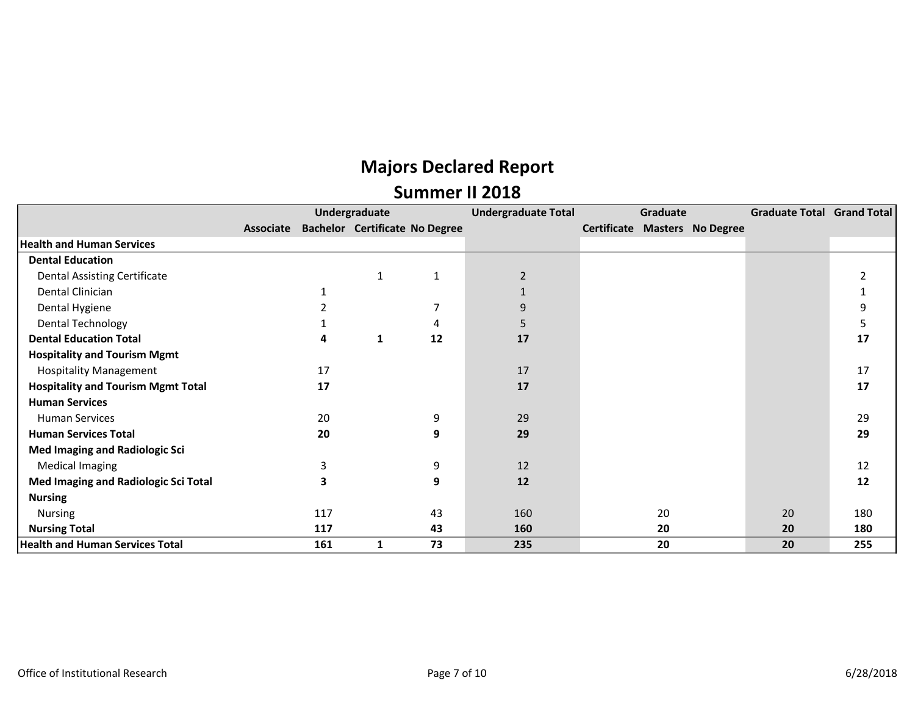# Majors Declared Report

## Summer II 2018

| | Undergraduate | | | | Undergraduate Total | Graduate | | | Graduate Total | Grand Total |
|---|---|---|---|---|---|---|---|---|---|---|
| | Associate | Bachelor | Certificate | No Degree | | Certificate | Masters | No Degree | | |
| **Health and Human Services** | | | | | | | | | | |
| **Dental Education** | | | | | | | | | | |
| Dental Assisting Certificate | | | 1 | 1 | 2 | | | | | 2 |
| Dental Clinician | | 1 | | | 1 | | | | | 1 |
| Dental Hygiene | | 2 | | 7 | 9 | | | | | 9 |
| Dental Technology | | 1 | | 4 | 5 | | | | | 5 |
| **Dental Education Total** | | **4** | **1** | **12** | **17** | | | | | **17** |
| **Hospitality and Tourism Mgmt** | | | | | | | | | | |
| Hospitality Management | | 17 | | | 17 | | | | | 17 |
| **Hospitality and Tourism Mgmt Total** | | **17** | | | **17** | | | | | **17** |
| **Human Services** | | | | | | | | | | |
| Human Services | | 20 | | 9 | 29 | | | | | 29 |
| **Human Services Total** | | **20** | | **9** | **29** | | | | | **29** |
| **Med Imaging and Radiologic Sci** | | | | | | | | | | |
| Medical Imaging | | 3 | | 9 | 12 | | | | | 12 |
| **Med Imaging and Radiologic Sci Total** | | **3** | | **9** | **12** | | | | | **12** |
| **Nursing** | | | | | | | | | | |
| Nursing | | 117 | | 43 | 160 | | 20 | | 20 | 180 |
| **Nursing Total** | | **117** | | **43** | **160** | | **20** | | **20** | **180** |
| **Health and Human Services Total** | | **161** | **1** | **73** | **235** | | **20** | | **20** | **255** |

Office of Institutional Research

6/28/2018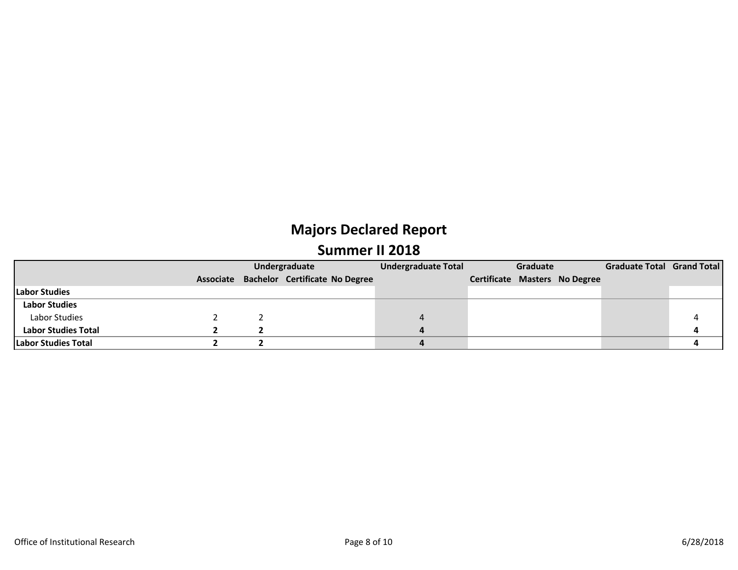# Majors Declared Report

## Summer II 2018

| | Undergraduate | | | | Undergraduate Total | Graduate | | | Graduate Total | Grand Total |
|---|---|---|---|---|---|---|---|---|---|---|
| | Associate | Bachelor | Certificate | No Degree | | Certificate | Masters | No Degree | | |
| **Labor Studies** | | | | | | | | | | |
| **Labor Studies** | | | | | | | | | | |
| Labor Studies | 2 | 2 | | | 4 | | | | | 4 |
| **Labor Studies Total** | **2** | **2** | | | **4** | | | | | **4** |
| **Labor Studies Total** | **2** | **2** | | | **4** | | | | | **4** |

Office of Institutional Research

6/28/2018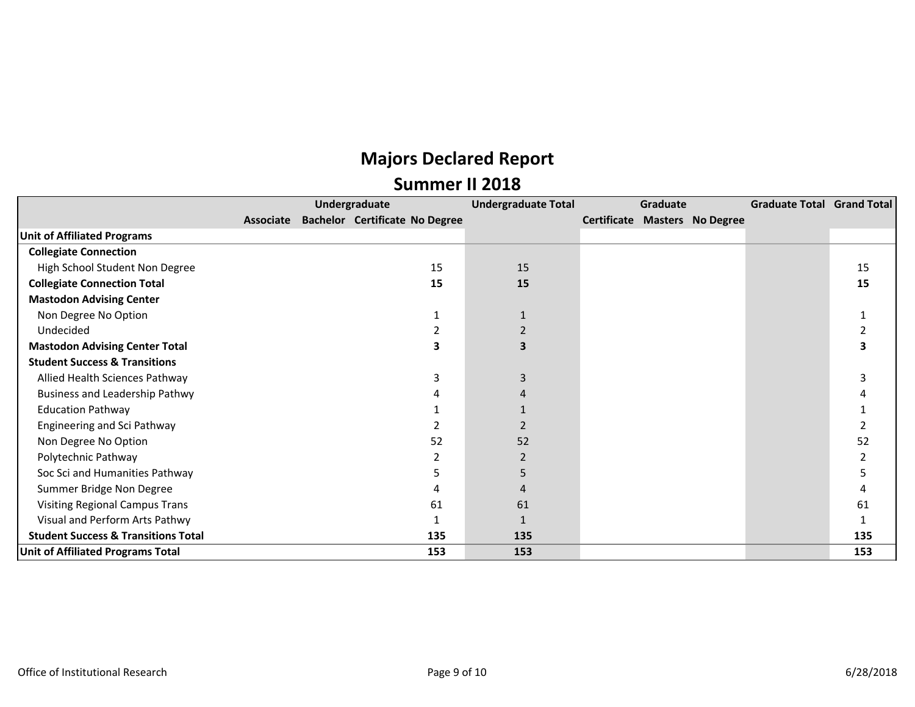# Majors Declared Report

## Summer II 2018

| | Undergraduate | | | | Undergraduate Total | Graduate | | | Graduate Total | Grand Total |
|---|---|---|---|---|---|---|---|---|---|---|
| | Associate | Bachelor | Certificate | No Degree | | Certificate | Masters | No Degree | | |
| **Unit of Affiliated Programs** | | | | | | | | | | |
| **Collegiate Connection** | | | | | | | | | | |
| High School Student Non Degree | | | | 15 | 15 | | | | | 15 |
| **Collegiate Connection Total** | | | | **15** | **15** | | | | | **15** |
| **Mastodon Advising Center** | | | | | | | | | | |
| Non Degree No Option | | | | 1 | 1 | | | | | 1 |
| Undecided | | | | 2 | 2 | | | | | 2 |
| **Mastodon Advising Center Total** | | | | **3** | **3** | | | | | **3** |
| **Student Success & Transitions** | | | | | | | | | | |
| Allied Health Sciences Pathway | | | | 3 | 3 | | | | | 3 |
| Business and Leadership Pathwy | | | | 4 | 4 | | | | | 4 |
| Education Pathway | | | | 1 | 1 | | | | | 1 |
| Engineering and Sci Pathway | | | | 2 | 2 | | | | | 2 |
| Non Degree No Option | | | | 52 | 52 | | | | | 52 |
| Polytechnic Pathway | | | | 2 | 2 | | | | | 2 |
| Soc Sci and Humanities Pathway | | | | 5 | 5 | | | | | 5 |
| Summer Bridge Non Degree | | | | 4 | 4 | | | | | 4 |
| Visiting Regional Campus Trans | | | | 61 | 61 | | | | | 61 |
| Visual and Perform Arts Pathwy | | | | 1 | 1 | | | | | 1 |
| **Student Success & Transitions Total** | | | | **135** | **135** | | | | | **135** |
| **Unit of Affiliated Programs Total** | | | | **153** | **153** | | | | | **153** |

Office of Institutional Research 6/28/2018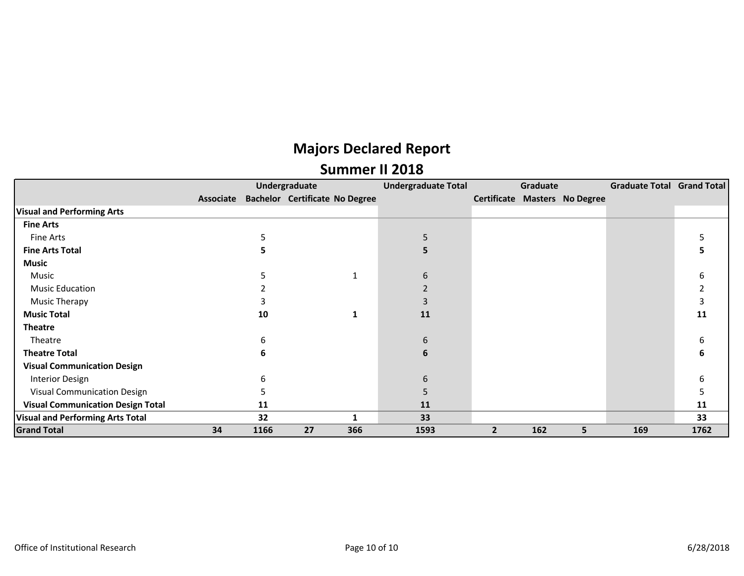# Majors Declared Report

## Summer II 2018

| | Undergraduate | | | | Undergraduate Total | Graduate | | | Graduate Total | Grand Total |
|---|---|---|---|---|---|---|---|---|---|---|
| | Associate | Bachelor | Certificate | No Degree | | Certificate | Masters | No Degree | | |
| **Visual and Performing Arts** | | | | | | | | | | |
| **Fine Arts** | | | | | | | | | | |
| Fine Arts | | 5 | | | 5 | | | | | 5 |
| **Fine Arts Total** | | **5** | | | **5** | | | | | **5** |
| **Music** | | | | | | | | | | |
| Music | | 5 | | 1 | 6 | | | | | 6 |
| Music Education | | 2 | | | 2 | | | | | 2 |
| Music Therapy | | 3 | | | 3 | | | | | 3 |
| **Music Total** | | **10** | | **1** | **11** | | | | | **11** |
| **Theatre** | | | | | | | | | | |
| Theatre | | 6 | | | 6 | | | | | 6 |
| **Theatre Total** | | **6** | | | **6** | | | | | **6** |
| **Visual Communication Design** | | | | | | | | | | |
| Interior Design | | 6 | | | 6 | | | | | 6 |
| Visual Communication Design | | 5 | | | 5 | | | | | 5 |
| **Visual Communication Design Total** | | **11** | | | **11** | | | | | **11** |
| **Visual and Performing Arts Total** | | **32** | | **1** | **33** | | | | | **33** |
| **Grand Total** | **34** | **1166** | **27** | **366** | **1593** | **2** | **162** | **5** | **169** | **1762** |

Office of Institutional Research

6/28/2018